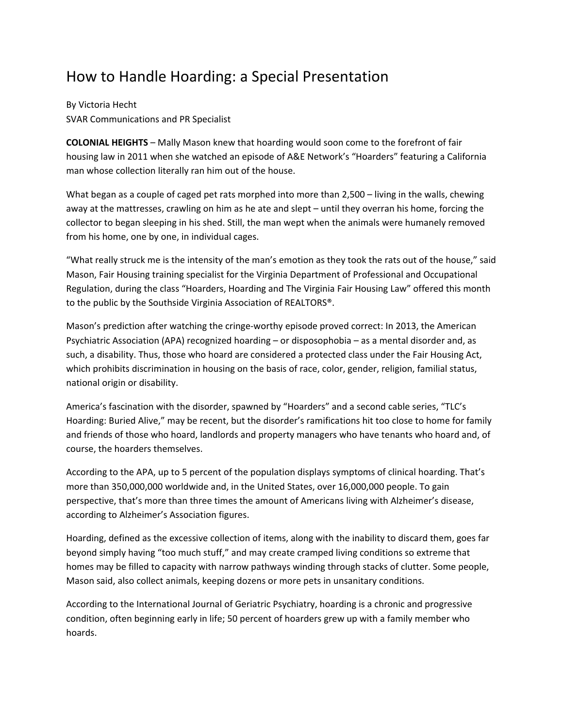# How to Handle Hoarding: a Special Presentation

By Victoria Hecht
SVAR Communications and PR Specialist

**COLONIAL HEIGHTS** – Mally Mason knew that hoarding would soon come to the forefront of fair housing law in 2011 when she watched an episode of A&E Network's "Hoarders" featuring a California man whose collection literally ran him out of the house.

What began as a couple of caged pet rats morphed into more than 2,500 – living in the walls, chewing away at the mattresses, crawling on him as he ate and slept – until they overran his home, forcing the collector to began sleeping in his shed. Still, the man wept when the animals were humanely removed from his home, one by one, in individual cages.

"What really struck me is the intensity of the man's emotion as they took the rats out of the house," said Mason, Fair Housing training specialist for the Virginia Department of Professional and Occupational Regulation, during the class "Hoarders, Hoarding and The Virginia Fair Housing Law" offered this month to the public by the Southside Virginia Association of REALTORS®.

Mason's prediction after watching the cringe-worthy episode proved correct: In 2013, the American Psychiatric Association (APA) recognized hoarding – or disposophobia – as a mental disorder and, as such, a disability. Thus, those who hoard are considered a protected class under the Fair Housing Act, which prohibits discrimination in housing on the basis of race, color, gender, religion, familial status, national origin or disability.

America's fascination with the disorder, spawned by "Hoarders" and a second cable series, "TLC's Hoarding: Buried Alive," may be recent, but the disorder's ramifications hit too close to home for family and friends of those who hoard, landlords and property managers who have tenants who hoard and, of course, the hoarders themselves.

According to the APA, up to 5 percent of the population displays symptoms of clinical hoarding. That's more than 350,000,000 worldwide and, in the United States, over 16,000,000 people. To gain perspective, that's more than three times the amount of Americans living with Alzheimer's disease, according to Alzheimer's Association figures.

Hoarding, defined as the excessive collection of items, along with the inability to discard them, goes far beyond simply having "too much stuff," and may create cramped living conditions so extreme that homes may be filled to capacity with narrow pathways winding through stacks of clutter. Some people, Mason said, also collect animals, keeping dozens or more pets in unsanitary conditions.

According to the International Journal of Geriatric Psychiatry, hoarding is a chronic and progressive condition, often beginning early in life; 50 percent of hoarders grew up with a family member who hoards.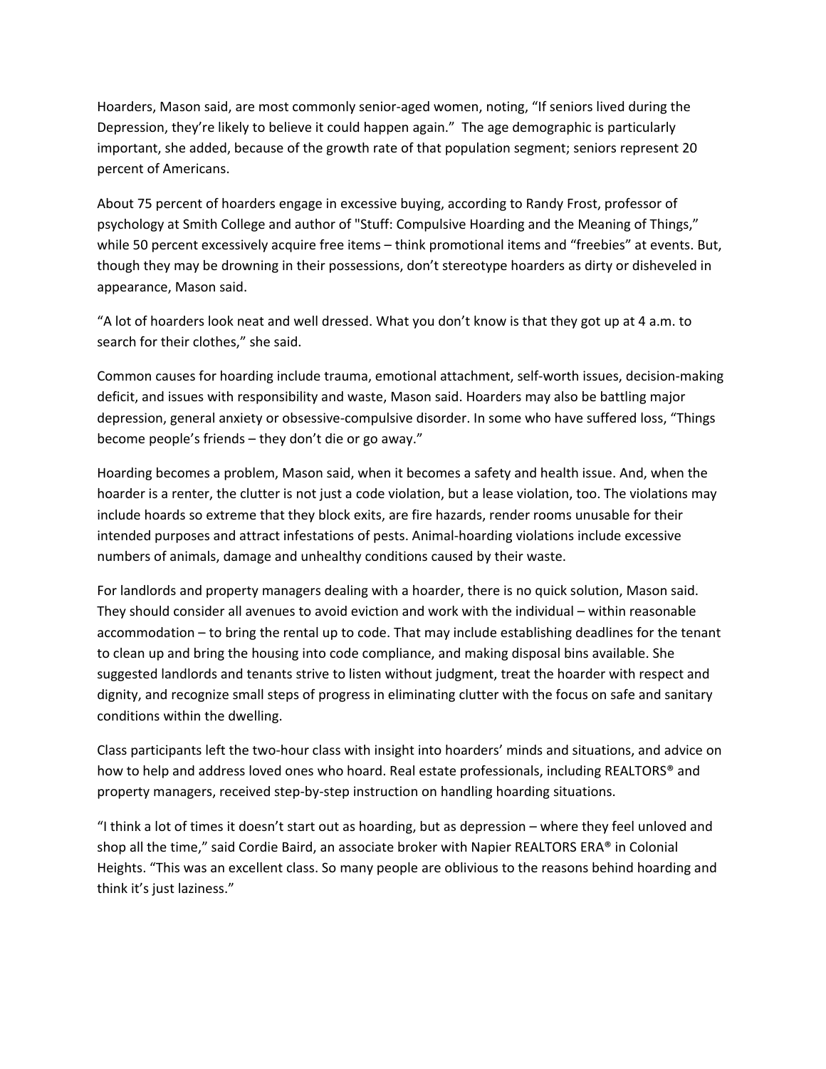Hoarders, Mason said, are most commonly senior-aged women, noting, "If seniors lived during the Depression, they're likely to believe it could happen again." The age demographic is particularly important, she added, because of the growth rate of that population segment; seniors represent 20 percent of Americans.

About 75 percent of hoarders engage in excessive buying, according to Randy Frost, professor of psychology at Smith College and author of "Stuff: Compulsive Hoarding and the Meaning of Things," while 50 percent excessively acquire free items – think promotional items and "freebies" at events. But, though they may be drowning in their possessions, don't stereotype hoarders as dirty or disheveled in appearance, Mason said.

"A lot of hoarders look neat and well dressed. What you don't know is that they got up at 4 a.m. to search for their clothes," she said.

Common causes for hoarding include trauma, emotional attachment, self-worth issues, decision-making deficit, and issues with responsibility and waste, Mason said. Hoarders may also be battling major depression, general anxiety or obsessive-compulsive disorder. In some who have suffered loss, "Things become people's friends – they don't die or go away."

Hoarding becomes a problem, Mason said, when it becomes a safety and health issue. And, when the hoarder is a renter, the clutter is not just a code violation, but a lease violation, too. The violations may include hoards so extreme that they block exits, are fire hazards, render rooms unusable for their intended purposes and attract infestations of pests. Animal-hoarding violations include excessive numbers of animals, damage and unhealthy conditions caused by their waste.

For landlords and property managers dealing with a hoarder, there is no quick solution, Mason said. They should consider all avenues to avoid eviction and work with the individual – within reasonable accommodation – to bring the rental up to code. That may include establishing deadlines for the tenant to clean up and bring the housing into code compliance, and making disposal bins available. She suggested landlords and tenants strive to listen without judgment, treat the hoarder with respect and dignity, and recognize small steps of progress in eliminating clutter with the focus on safe and sanitary conditions within the dwelling.

Class participants left the two-hour class with insight into hoarders' minds and situations, and advice on how to help and address loved ones who hoard. Real estate professionals, including REALTORS® and property managers, received step-by-step instruction on handling hoarding situations.

"I think a lot of times it doesn't start out as hoarding, but as depression – where they feel unloved and shop all the time," said Cordie Baird, an associate broker with Napier REALTORS ERA® in Colonial Heights. "This was an excellent class. So many people are oblivious to the reasons behind hoarding and think it's just laziness."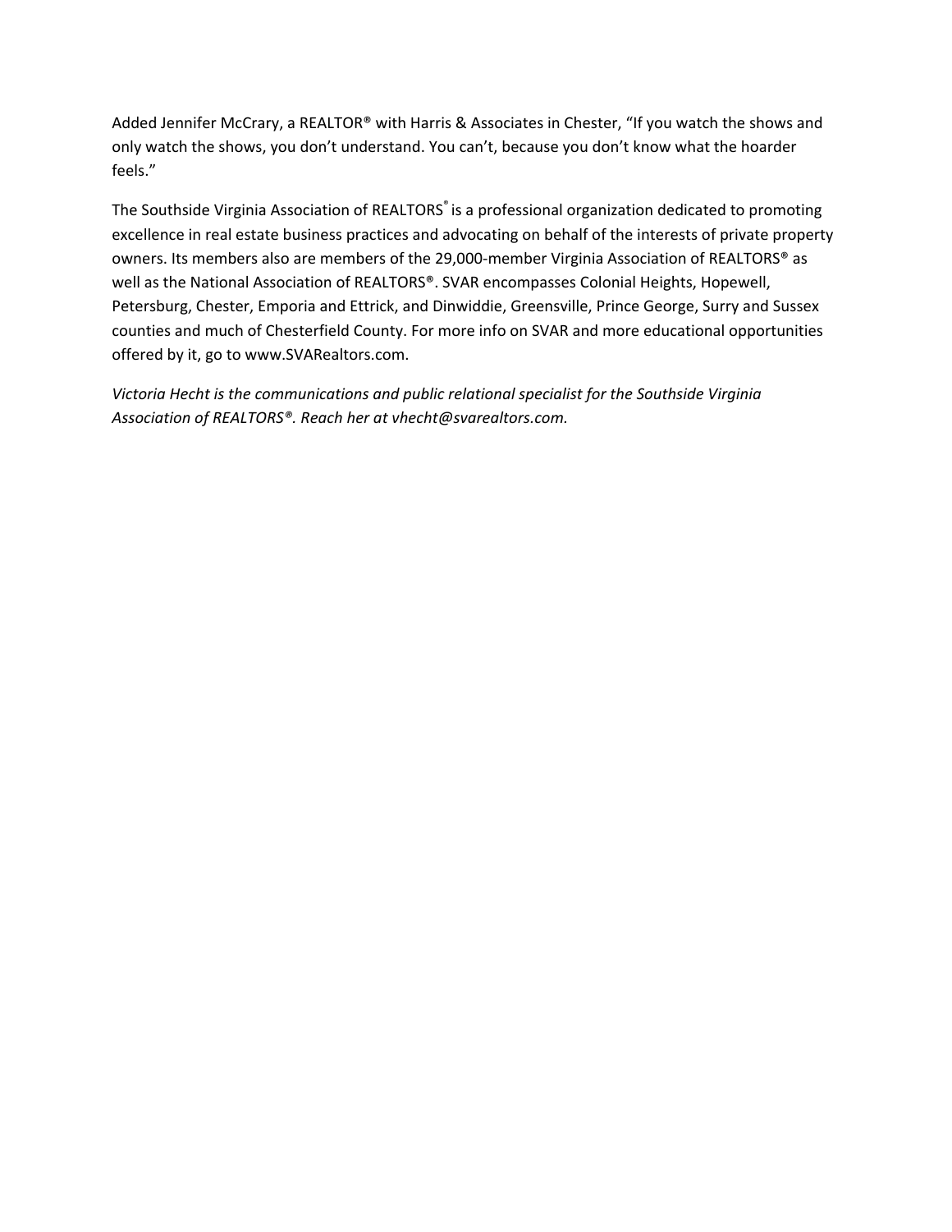Added Jennifer McCrary, a REALTOR® with Harris & Associates in Chester, "If you watch the shows and only watch the shows, you don't understand. You can't, because you don't know what the hoarder feels."

The Southside Virginia Association of REALTORS® is a professional organization dedicated to promoting excellence in real estate business practices and advocating on behalf of the interests of private property owners. Its members also are members of the 29,000-member Virginia Association of REALTORS® as well as the National Association of REALTORS®. SVAR encompasses Colonial Heights, Hopewell, Petersburg, Chester, Emporia and Ettrick, and Dinwiddie, Greensville, Prince George, Surry and Sussex counties and much of Chesterfield County. For more info on SVAR and more educational opportunities offered by it, go to www.SVARealtors.com.

*Victoria Hecht is the communications and public relational specialist for the Southside Virginia Association of REALTORS®. Reach her at vhecht@svarealtors.com.*